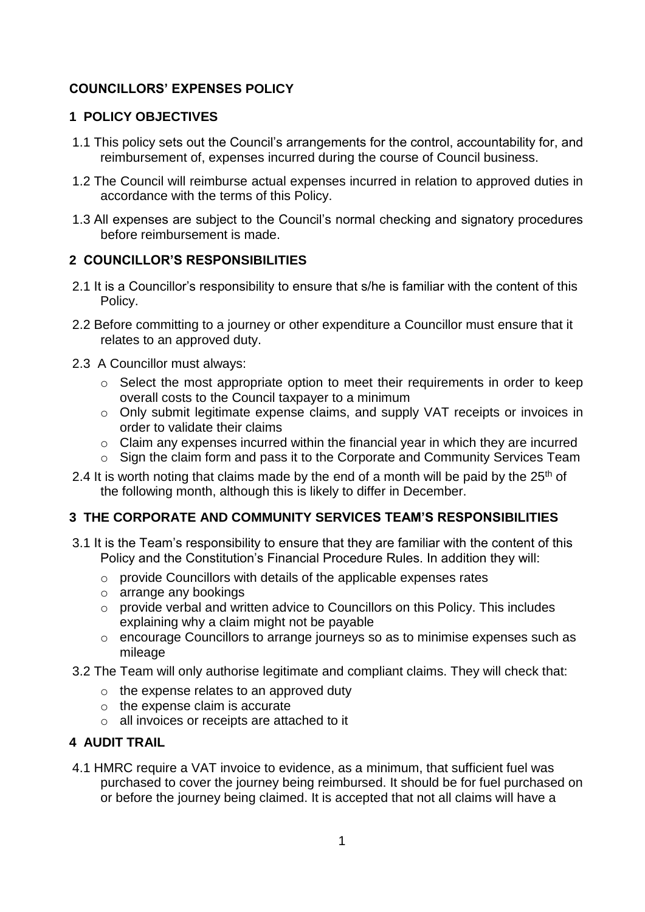## COUNCILLORS' EXPENSES POLICY

### 1 POLICY OBJECTIVES

1.1 This policy sets out the Council's arrangements for the control, accountability for, and reimbursement of, expenses incurred during the course of Council business.

1.2 The Council will reimburse actual expenses incurred in relation to approved duties in accordance with the terms of this Policy.

1.3 All expenses are subject to the Council's normal checking and signatory procedures before reimbursement is made.

### 2 COUNCILLOR'S RESPONSIBILITIES

2.1 It is a Councillor's responsibility to ensure that s/he is familiar with the content of this Policy.

2.2 Before committing to a journey or other expenditure a Councillor must ensure that it relates to an approved duty.

2.3 A Councillor must always:

- Select the most appropriate option to meet their requirements in order to keep overall costs to the Council taxpayer to a minimum
- Only submit legitimate expense claims, and supply VAT receipts or invoices in order to validate their claims
- Claim any expenses incurred within the financial year in which they are incurred
- Sign the claim form and pass it to the Corporate and Community Services Team

2.4 It is worth noting that claims made by the end of a month will be paid by the 25th of the following month, although this is likely to differ in December.

### 3 THE CORPORATE AND COMMUNITY SERVICES TEAM'S RESPONSIBILITIES

3.1 It is the Team's responsibility to ensure that they are familiar with the content of this Policy and the Constitution's Financial Procedure Rules. In addition they will:

- provide Councillors with details of the applicable expenses rates
- arrange any bookings
- provide verbal and written advice to Councillors on this Policy. This includes explaining why a claim might not be payable
- encourage Councillors to arrange journeys so as to minimise expenses such as mileage

3.2 The Team will only authorise legitimate and compliant claims. They will check that:

- the expense relates to an approved duty
- the expense claim is accurate
- all invoices or receipts are attached to it

### 4 AUDIT TRAIL

4.1 HMRC require a VAT invoice to evidence, as a minimum, that sufficient fuel was purchased to cover the journey being reimbursed. It should be for fuel purchased on or before the journey being claimed. It is accepted that not all claims will have a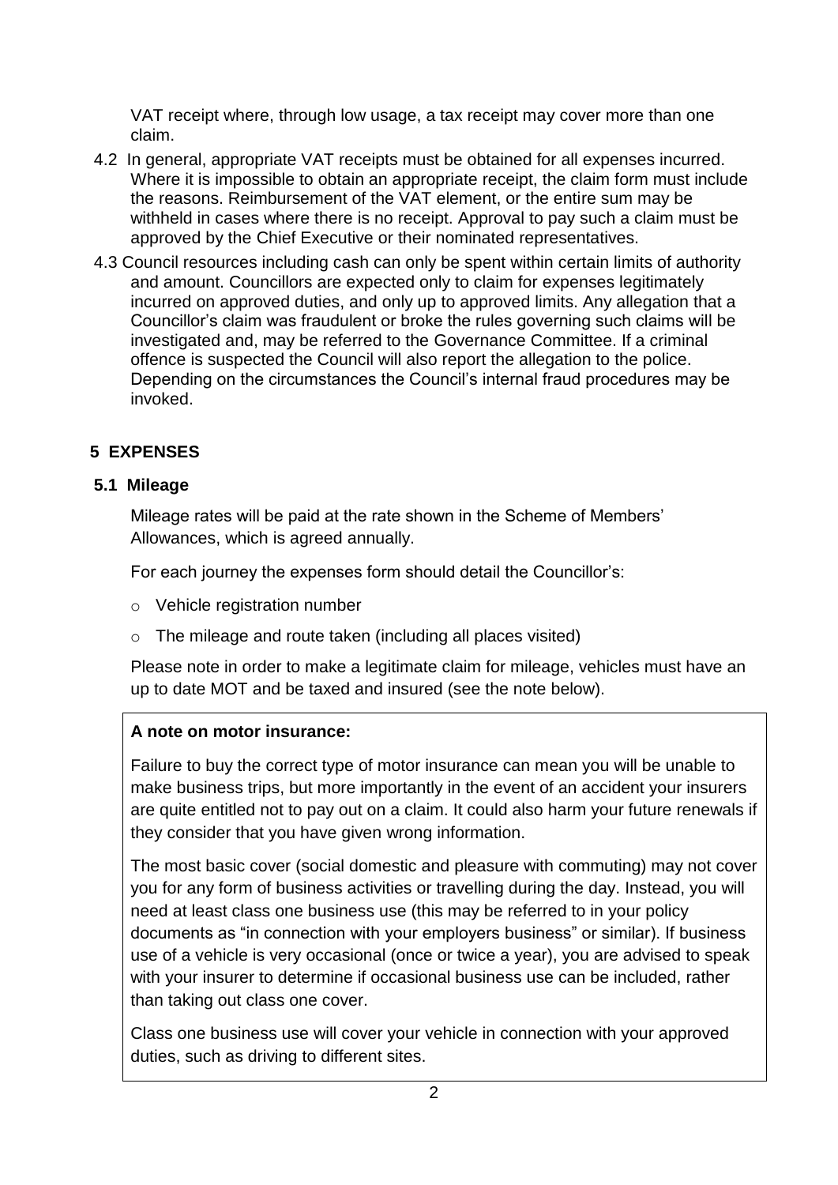VAT receipt where, through low usage, a tax receipt may cover more than one claim.

4.2 In general, appropriate VAT receipts must be obtained for all expenses incurred. Where it is impossible to obtain an appropriate receipt, the claim form must include the reasons. Reimbursement of the VAT element, or the entire sum may be withheld in cases where there is no receipt. Approval to pay such a claim must be approved by the Chief Executive or their nominated representatives.

4.3 Council resources including cash can only be spent within certain limits of authority and amount. Councillors are expected only to claim for expenses legitimately incurred on approved duties, and only up to approved limits. Any allegation that a Councillor's claim was fraudulent or broke the rules governing such claims will be investigated and, may be referred to the Governance Committee. If a criminal offence is suspected the Council will also report the allegation to the police. Depending on the circumstances the Council's internal fraud procedures may be invoked.

## 5 EXPENSES

### 5.1 Mileage

Mileage rates will be paid at the rate shown in the Scheme of Members' Allowances, which is agreed annually.

For each journey the expenses form should detail the Councillor's:

- Vehicle registration number
- The mileage and route taken (including all places visited)

Please note in order to make a legitimate claim for mileage, vehicles must have an up to date MOT and be taxed and insured (see the note below).

**A note on motor insurance:**

Failure to buy the correct type of motor insurance can mean you will be unable to make business trips, but more importantly in the event of an accident your insurers are quite entitled not to pay out on a claim. It could also harm your future renewals if they consider that you have given wrong information.

The most basic cover (social domestic and pleasure with commuting) may not cover you for any form of business activities or travelling during the day. Instead, you will need at least class one business use (this may be referred to in your policy documents as "in connection with your employers business" or similar). If business use of a vehicle is very occasional (once or twice a year), you are advised to speak with your insurer to determine if occasional business use can be included, rather than taking out class one cover.

Class one business use will cover your vehicle in connection with your approved duties, such as driving to different sites.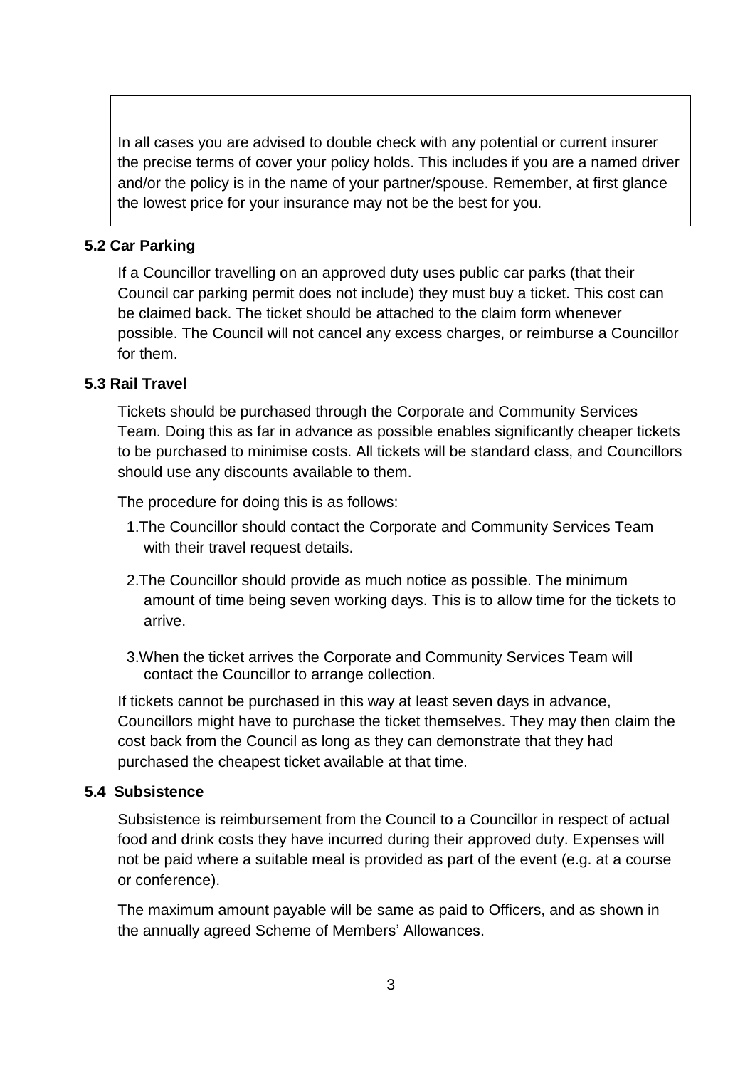In all cases you are advised to double check with any potential or current insurer the precise terms of cover your policy holds. This includes if you are a named driver and/or the policy is in the name of your partner/spouse. Remember, at first glance the lowest price for your insurance may not be the best for you.

### 5.2 Car Parking

If a Councillor travelling on an approved duty uses public car parks (that their Council car parking permit does not include) they must buy a ticket. This cost can be claimed back. The ticket should be attached to the claim form whenever possible. The Council will not cancel any excess charges, or reimburse a Councillor for them.

### 5.3 Rail Travel

Tickets should be purchased through the Corporate and Community Services Team. Doing this as far in advance as possible enables significantly cheaper tickets to be purchased to minimise costs. All tickets will be standard class, and Councillors should use any discounts available to them.

The procedure for doing this is as follows:

1. The Councillor should contact the Corporate and Community Services Team with their travel request details.
2. The Councillor should provide as much notice as possible. The minimum amount of time being seven working days. This is to allow time for the tickets to arrive.
3. When the ticket arrives the Corporate and Community Services Team will contact the Councillor to arrange collection.

If tickets cannot be purchased in this way at least seven days in advance, Councillors might have to purchase the ticket themselves. They may then claim the cost back from the Council as long as they can demonstrate that they had purchased the cheapest ticket available at that time.

### 5.4 Subsistence

Subsistence is reimbursement from the Council to a Councillor in respect of actual food and drink costs they have incurred during their approved duty. Expenses will not be paid where a suitable meal is provided as part of the event (e.g. at a course or conference).

The maximum amount payable will be same as paid to Officers, and as shown in the annually agreed Scheme of Members' Allowances.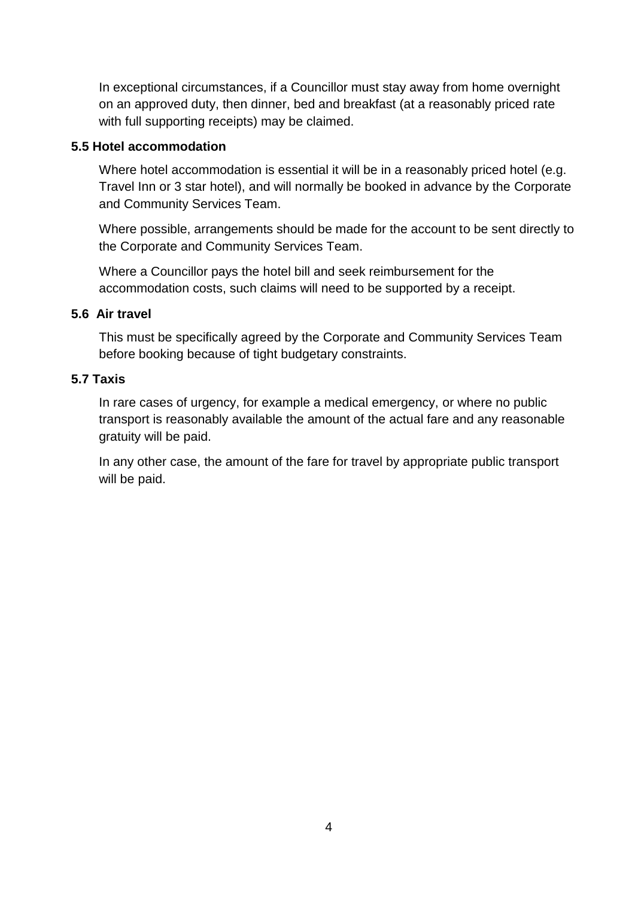In exceptional circumstances, if a Councillor must stay away from home overnight on an approved duty, then dinner, bed and breakfast (at a reasonably priced rate with full supporting receipts) may be claimed.

### 5.5 Hotel accommodation

Where hotel accommodation is essential it will be in a reasonably priced hotel (e.g. Travel Inn or 3 star hotel), and will normally be booked in advance by the Corporate and Community Services Team.

Where possible, arrangements should be made for the account to be sent directly to the Corporate and Community Services Team.

Where a Councillor pays the hotel bill and seek reimbursement for the accommodation costs, such claims will need to be supported by a receipt.

### 5.6 Air travel

This must be specifically agreed by the Corporate and Community Services Team before booking because of tight budgetary constraints.

### 5.7 Taxis

In rare cases of urgency, for example a medical emergency, or where no public transport is reasonably available the amount of the actual fare and any reasonable gratuity will be paid.

In any other case, the amount of the fare for travel by appropriate public transport will be paid.